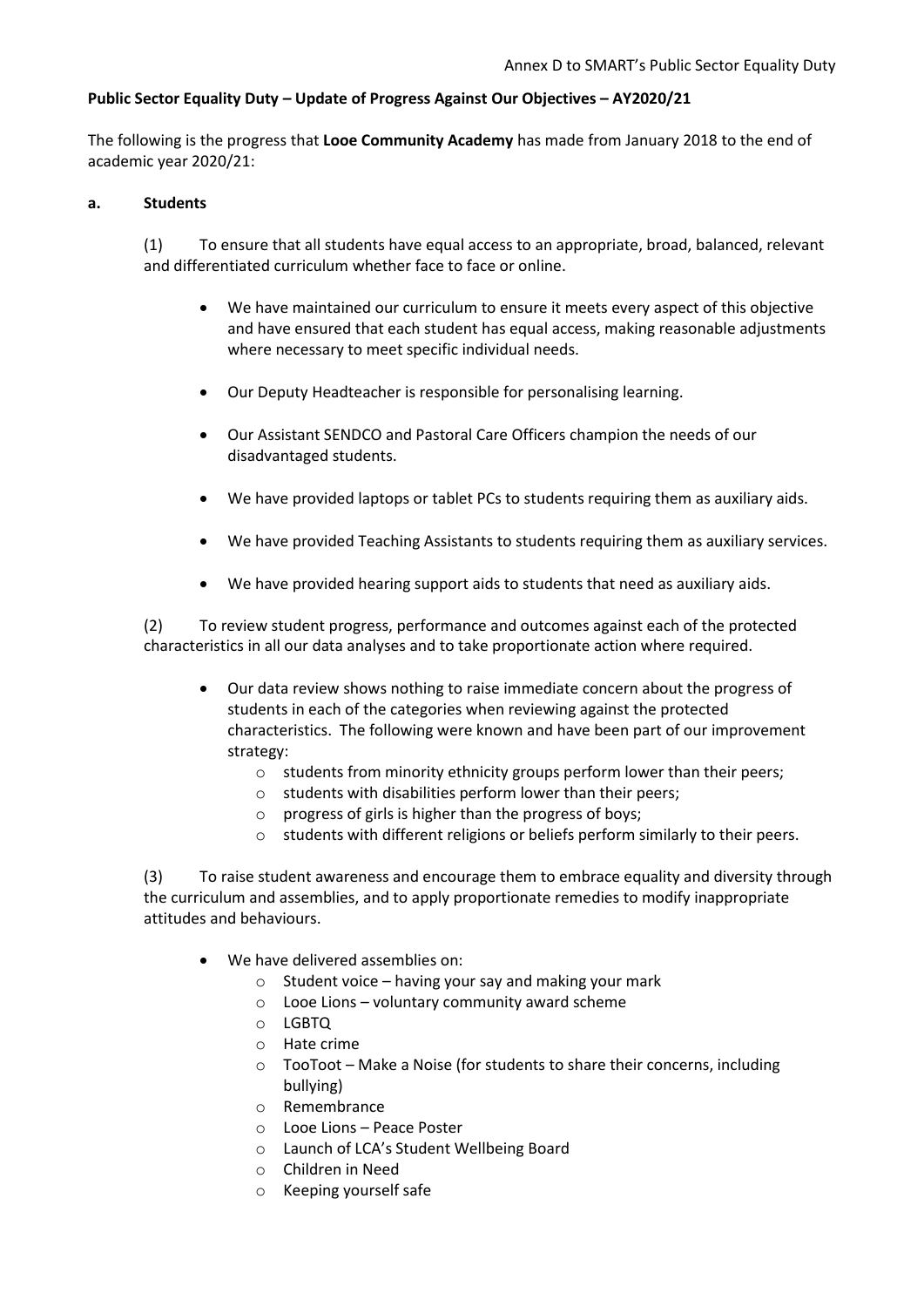Annex D to SMART's Public Sector Equality Duty

**Public Sector Equality Duty – Update of Progress Against Our Objectives – AY2020/21**

The following is the progress that **Looe Community Academy** has made from January 2018 to the end of academic year 2020/21:

**a. Students**

(1) To ensure that all students have equal access to an appropriate, broad, balanced, relevant and differentiated curriculum whether face to face or online.

- We have maintained our curriculum to ensure it meets every aspect of this objective and have ensured that each student has equal access, making reasonable adjustments where necessary to meet specific individual needs.
- Our Deputy Headteacher is responsible for personalising learning.
- Our Assistant SENDCO and Pastoral Care Officers champion the needs of our disadvantaged students.
- We have provided laptops or tablet PCs to students requiring them as auxiliary aids.
- We have provided Teaching Assistants to students requiring them as auxiliary services.
- We have provided hearing support aids to students that need as auxiliary aids.

(2) To review student progress, performance and outcomes against each of the protected characteristics in all our data analyses and to take proportionate action where required.

- Our data review shows nothing to raise immediate concern about the progress of students in each of the categories when reviewing against the protected characteristics. The following were known and have been part of our improvement strategy:
    - students from minority ethnicity groups perform lower than their peers;
    - students with disabilities perform lower than their peers;
    - progress of girls is higher than the progress of boys;
    - students with different religions or beliefs perform similarly to their peers.

(3) To raise student awareness and encourage them to embrace equality and diversity through the curriculum and assemblies, and to apply proportionate remedies to modify inappropriate attitudes and behaviours.

- We have delivered assemblies on:
    - Student voice – having your say and making your mark
    - Looe Lions – voluntary community award scheme
    - LGBTQ
    - Hate crime
    - TooToot – Make a Noise (for students to share their concerns, including bullying)
    - Remembrance
    - Looe Lions – Peace Poster
    - Launch of LCA's Student Wellbeing Board
    - Children in Need
    - Keeping yourself safe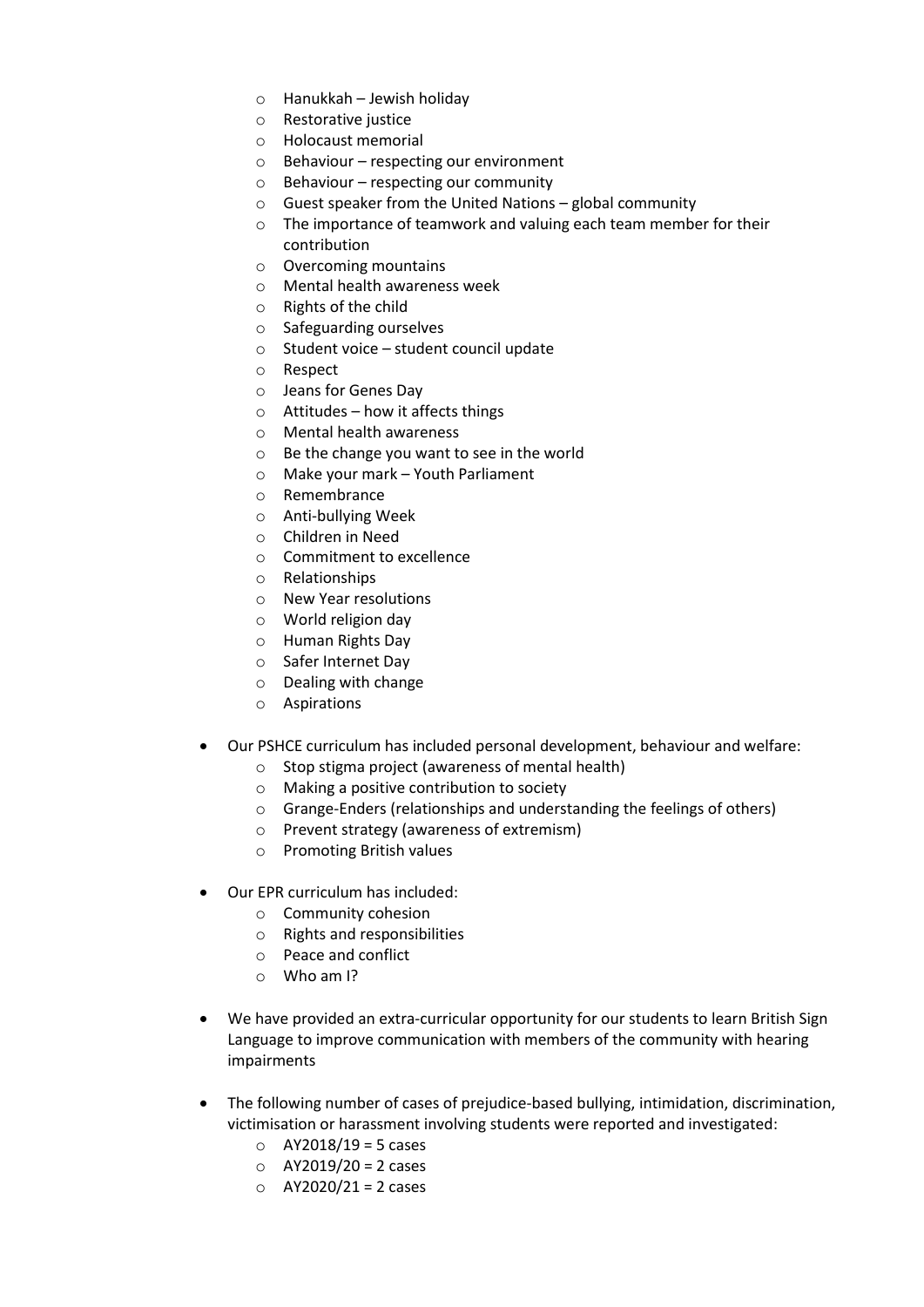- Hanukkah – Jewish holiday
  - Restorative justice
  - Holocaust memorial
  - Behaviour – respecting our environment
  - Behaviour – respecting our community
  - Guest speaker from the United Nations – global community
  - The importance of teamwork and valuing each team member for their contribution
  - Overcoming mountains
  - Mental health awareness week
  - Rights of the child
  - Safeguarding ourselves
  - Student voice – student council update
  - Respect
  - Jeans for Genes Day
  - Attitudes – how it affects things
  - Mental health awareness
  - Be the change you want to see in the world
  - Make your mark – Youth Parliament
  - Remembrance
  - Anti-bullying Week
  - Children in Need
  - Commitment to excellence
  - Relationships
  - New Year resolutions
  - World religion day
  - Human Rights Day
  - Safer Internet Day
  - Dealing with change
  - Aspirations

- Our PSHCE curriculum has included personal development, behaviour and welfare:
  - Stop stigma project (awareness of mental health)
  - Making a positive contribution to society
  - Grange-Enders (relationships and understanding the feelings of others)
  - Prevent strategy (awareness of extremism)
  - Promoting British values

- Our EPR curriculum has included:
  - Community cohesion
  - Rights and responsibilities
  - Peace and conflict
  - Who am I?

- We have provided an extra-curricular opportunity for our students to learn British Sign Language to improve communication with members of the community with hearing impairments

- The following number of cases of prejudice-based bullying, intimidation, discrimination, victimisation or harassment involving students were reported and investigated:
  - AY2018/19 = 5 cases
  - AY2019/20 = 2 cases
  - AY2020/21 = 2 cases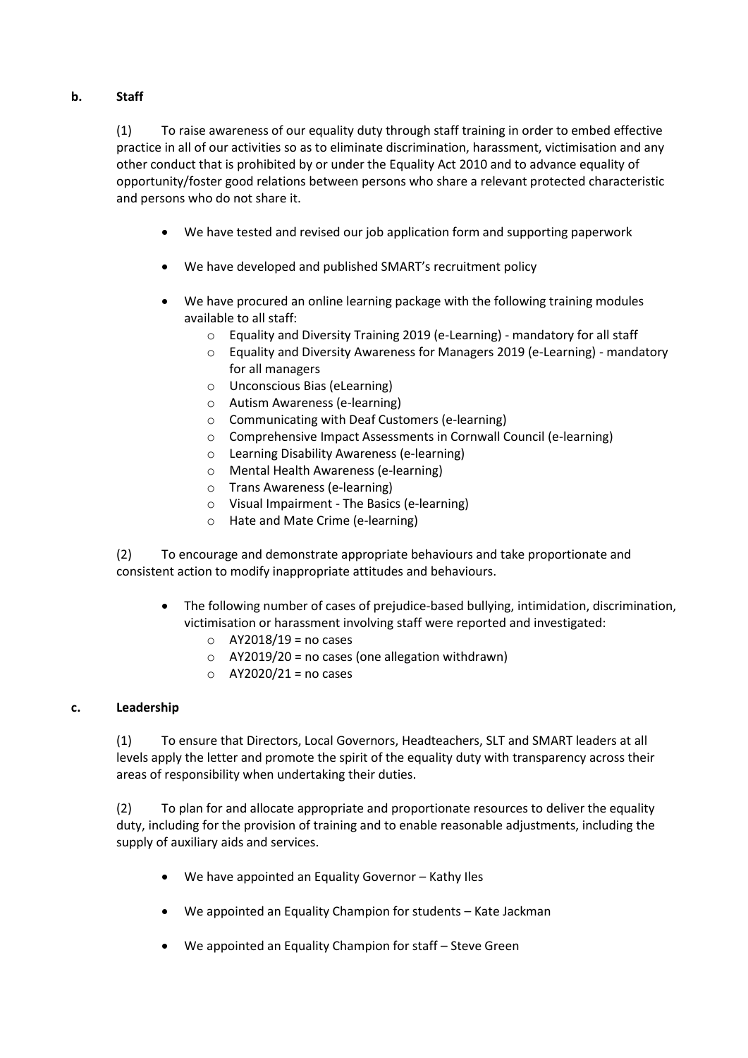**b. Staff**

(1) To raise awareness of our equality duty through staff training in order to embed effective practice in all of our activities so as to eliminate discrimination, harassment, victimisation and any other conduct that is prohibited by or under the Equality Act 2010 and to advance equality of opportunity/foster good relations between persons who share a relevant protected characteristic and persons who do not share it.

- We have tested and revised our job application form and supporting paperwork
- We have developed and published SMART's recruitment policy
- We have procured an online learning package with the following training modules available to all staff:
  - Equality and Diversity Training 2019 (e-Learning) - mandatory for all staff
  - Equality and Diversity Awareness for Managers 2019 (e-Learning) - mandatory for all managers
  - Unconscious Bias (eLearning)
  - Autism Awareness (e-learning)
  - Communicating with Deaf Customers (e-learning)
  - Comprehensive Impact Assessments in Cornwall Council (e-learning)
  - Learning Disability Awareness (e-learning)
  - Mental Health Awareness (e-learning)
  - Trans Awareness (e-learning)
  - Visual Impairment - The Basics (e-learning)
  - Hate and Mate Crime (e-learning)

(2) To encourage and demonstrate appropriate behaviours and take proportionate and consistent action to modify inappropriate attitudes and behaviours.

- The following number of cases of prejudice-based bullying, intimidation, discrimination, victimisation or harassment involving staff were reported and investigated:
  - AY2018/19 = no cases
  - AY2019/20 = no cases (one allegation withdrawn)
  - AY2020/21 = no cases

**c. Leadership**

(1) To ensure that Directors, Local Governors, Headteachers, SLT and SMART leaders at all levels apply the letter and promote the spirit of the equality duty with transparency across their areas of responsibility when undertaking their duties.

(2) To plan for and allocate appropriate and proportionate resources to deliver the equality duty, including for the provision of training and to enable reasonable adjustments, including the supply of auxiliary aids and services.

- We have appointed an Equality Governor – Kathy Iles
- We appointed an Equality Champion for students – Kate Jackman
- We appointed an Equality Champion for staff – Steve Green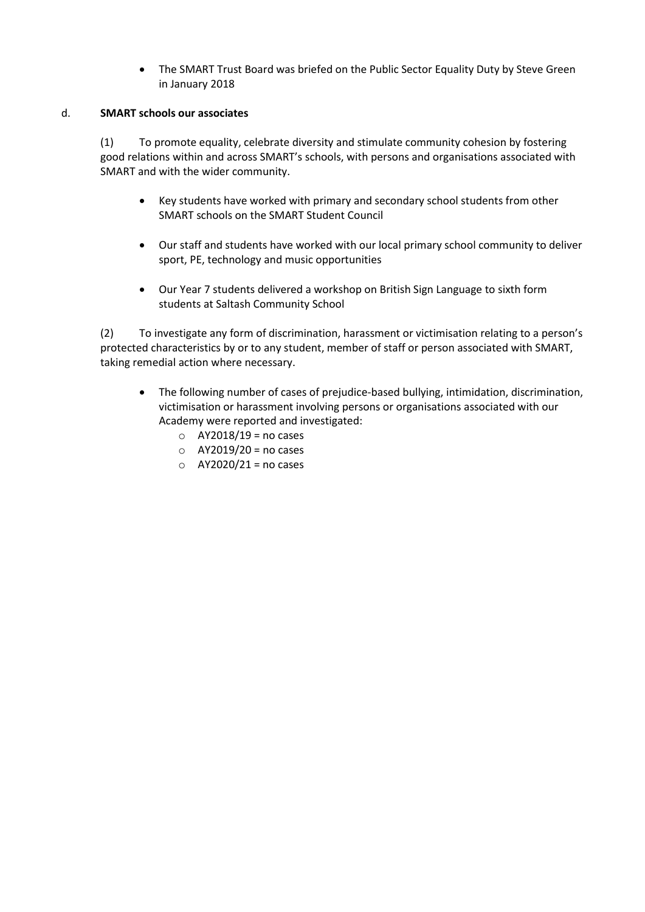- The SMART Trust Board was briefed on the Public Sector Equality Duty by Steve Green in January 2018

d. **SMART schools our associates**

(1) To promote equality, celebrate diversity and stimulate community cohesion by fostering good relations within and across SMART's schools, with persons and organisations associated with SMART and with the wider community.

- Key students have worked with primary and secondary school students from other SMART schools on the SMART Student Council
- Our staff and students have worked with our local primary school community to deliver sport, PE, technology and music opportunities
- Our Year 7 students delivered a workshop on British Sign Language to sixth form students at Saltash Community School

(2) To investigate any form of discrimination, harassment or victimisation relating to a person's protected characteristics by or to any student, member of staff or person associated with SMART, taking remedial action where necessary.

- The following number of cases of prejudice-based bullying, intimidation, discrimination, victimisation or harassment involving persons or organisations associated with our Academy were reported and investigated:
  - AY2018/19 = no cases
  - AY2019/20 = no cases
  - AY2020/21 = no cases